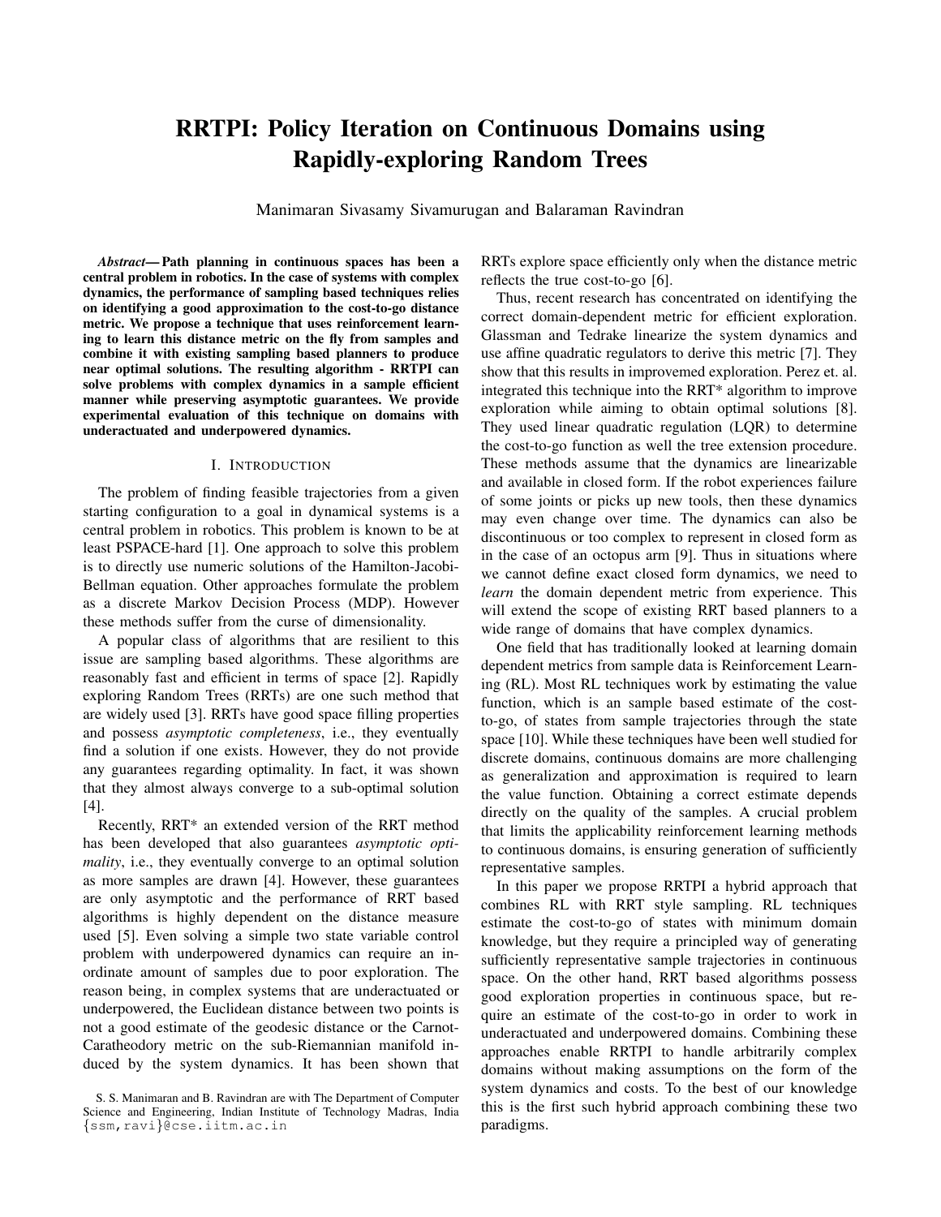# RRTPI: Policy Iteration on Continuous Domains using Rapidly-exploring Random Trees

Manimaran Sivasamy Sivamurugan and Balaraman Ravindran

***Abstract*— Path planning in continuous spaces has been a central problem in robotics. In the case of systems with complex dynamics, the performance of sampling based techniques relies on identifying a good approximation to the cost-to-go distance metric. We propose a technique that uses reinforcement learning to learn this distance metric on the fly from samples and combine it with existing sampling based planners to produce near optimal solutions. The resulting algorithm - RRTPI can solve problems with complex dynamics in a sample efficient manner while preserving asymptotic guarantees. We provide experimental evaluation of this technique on domains with underactuated and underpowered dynamics.**

## I. Introduction

The problem of finding feasible trajectories from a given starting configuration to a goal in dynamical systems is a central problem in robotics. This problem is known to be at least PSPACE-hard [1]. One approach to solve this problem is to directly use numeric solutions of the Hamilton-Jacobi-Bellman equation. Other approaches formulate the problem as a discrete Markov Decision Process (MDP). However these methods suffer from the curse of dimensionality.

A popular class of algorithms that are resilient to this issue are sampling based algorithms. These algorithms are reasonably fast and efficient in terms of space [2]. Rapidly exploring Random Trees (RRTs) are one such method that are widely used [3]. RRTs have good space filling properties and possess *asymptotic completeness*, i.e., they eventually find a solution if one exists. However, they do not provide any guarantees regarding optimality. In fact, it was shown that they almost always converge to a sub-optimal solution [4].

Recently, RRT* an extended version of the RRT method has been developed that also guarantees *asymptotic optimality*, i.e., they eventually converge to an optimal solution as more samples are drawn [4]. However, these guarantees are only asymptotic and the performance of RRT based algorithms is highly dependent on the distance measure used [5]. Even solving a simple two state variable control problem with underpowered dynamics can require an inordinate amount of samples due to poor exploration. The reason being, in complex systems that are underactuated or underpowered, the Euclidean distance between two points is not a good estimate of the geodesic distance or the Carnot-Caratheodory metric on the sub-Riemannian manifold induced by the system dynamics. It has been shown that RRTs explore space efficiently only when the distance metric reflects the true cost-to-go [6].

Thus, recent research has concentrated on identifying the correct domain-dependent metric for efficient exploration. Glassman and Tedrake linearize the system dynamics and use affine quadratic regulators to derive this metric [7]. They show that this results in improvemed exploration. Perez et. al. integrated this technique into the RRT* algorithm to improve exploration while aiming to obtain optimal solutions [8]. They used linear quadratic regulation (LQR) to determine the cost-to-go function as well the tree extension procedure. These methods assume that the dynamics are linearizable and available in closed form. If the robot experiences failure of some joints or picks up new tools, then these dynamics may even change over time. The dynamics can also be discontinuous or too complex to represent in closed form as in the case of an octopus arm [9]. Thus in situations where we cannot define exact closed form dynamics, we need to *learn* the domain dependent metric from experience. This will extend the scope of existing RRT based planners to a wide range of domains that have complex dynamics.

One field that has traditionally looked at learning domain dependent metrics from sample data is Reinforcement Learning (RL). Most RL techniques work by estimating the value function, which is an sample based estimate of the cost-to-go, of states from sample trajectories through the state space [10]. While these techniques have been well studied for discrete domains, continuous domains are more challenging as generalization and approximation is required to learn the value function. Obtaining a correct estimate depends directly on the quality of the samples. A crucial problem that limits the applicability reinforcement learning methods to continuous domains, is ensuring generation of sufficiently representative samples.

In this paper we propose RRTPI a hybrid approach that combines RL with RRT style sampling. RL techniques estimate the cost-to-go of states with minimum domain knowledge, but they require a principled way of generating sufficiently representative sample trajectories in continuous space. On the other hand, RRT based algorithms possess good exploration properties in continuous space, but require an estimate of the cost-to-go in order to work in underactuated and underpowered domains. Combining these approaches enable RRTPI to handle arbitrarily complex domains without making assumptions on the form of the system dynamics and costs. To the best of our knowledge this is the first such hybrid approach combining these two paradigms.

S. S. Manimaran and B. Ravindran are with The Department of Computer Science and Engineering, Indian Institute of Technology Madras, India {ssm,ravi}@cse.iitm.ac.in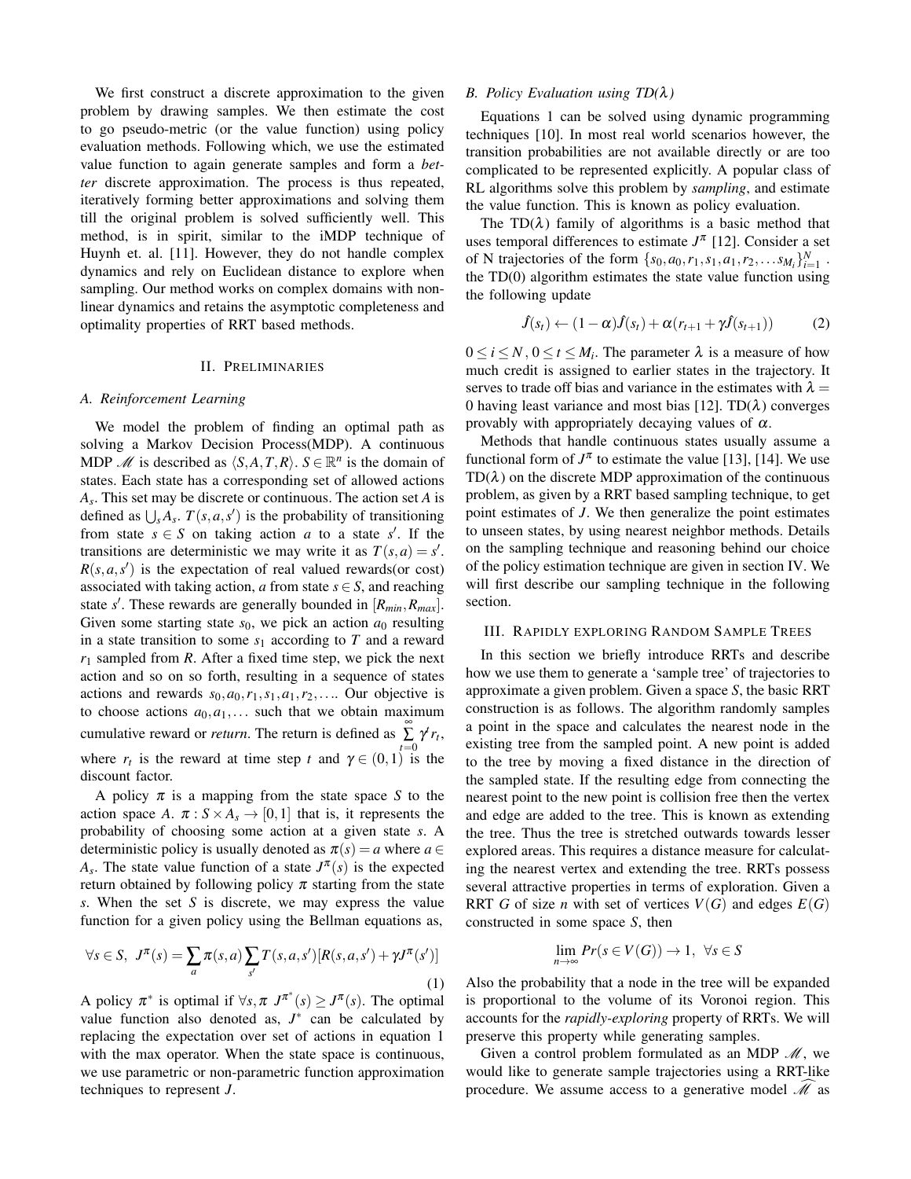We first construct a discrete approximation to the given problem by drawing samples. We then estimate the cost to go pseudo-metric (or the value function) using policy evaluation methods. Following which, we use the estimated value function to again generate samples and form a *better* discrete approximation. The process is thus repeated, iteratively forming better approximations and solving them till the original problem is solved sufficiently well. This method, is in spirit, similar to the iMDP technique of Huynh et. al. [11]. However, they do not handle complex dynamics and rely on Euclidean distance to explore when sampling. Our method works on complex domains with non-linear dynamics and retains the asymptotic completeness and optimality properties of RRT based methods.

## II. Preliminaries

### A. Reinforcement Learning

We model the problem of finding an optimal path as solving a Markov Decision Process(MDP). A continuous MDP $\mathscr{M}$ is described as $\langle S, A, T, R\rangle$. $S \in \mathbb{R}^n$ is the domain of states. Each state has a corresponding set of allowed actions $A_s$. This set may be discrete or continuous. The action set $A$ is defined as $\bigcup_s A_s$. $T(s,a,s')$ is the probability of transitioning from state $s \in S$ on taking action $a$ to a state $s'$. If the transitions are deterministic we may write it as $T(s,a) = s'$. $R(s,a,s')$ is the expectation of real valued rewards(or cost) associated with taking action, $a$ from state $s \in S$, and reaching state $s'$. These rewards are generally bounded in $[R_{min}, R_{max}]$. Given some starting state $s_0$, we pick an action $a_0$ resulting in a state transition to some $s_1$ according to $T$ and a reward $r_1$ sampled from $R$. After a fixed time step, we pick the next action and so on so forth, resulting in a sequence of states actions and rewards $s_0, a_0, r_1, s_1, a_1, r_2, \ldots$. Our objective is to choose actions $a_0, a_1, \ldots$ such that we obtain maximum cumulative reward or *return*. The return is defined as $\sum_{t=0}^{\infty} \gamma^t r_t$, where $r_t$ is the reward at time step $t$ and $\gamma \in (0,1)$ is the discount factor.

A policy $\pi$ is a mapping from the state space $S$ to the action space $A$. $\pi : S \times A_s \rightarrow [0,1]$ that is, it represents the probability of choosing some action at a given state $s$. A deterministic policy is usually denoted as $\pi(s) = a$ where $a \in A_s$. The state value function of a state $J^{\pi}(s)$ is the expected return obtained by following policy $\pi$ starting from the state $s$. When the set $S$ is discrete, we may express the value function for a given policy using the Bellman equations as,

$$\forall s \in S,\ J^{\pi}(s) = \sum_{a} \pi(s,a) \sum_{s'} T(s,a,s')[R(s,a,s') + \gamma J^{\pi}(s')] \tag{1}$$

A policy $\pi^*$ is optimal if $\forall s, \pi\ J^{\pi^*}(s) \geq J^{\pi}(s)$. The optimal value function also denoted as, $J^*$ can be calculated by replacing the expectation over set of actions in equation 1 with the max operator. When the state space is continuous, we use parametric or non-parametric function approximation techniques to represent $J$.

### B. Policy Evaluation using TD($\lambda$)

Equations 1 can be solved using dynamic programming techniques [10]. In most real world scenarios however, the transition probabilities are not available directly or are too complicated to be represented explicitly. A popular class of RL algorithms solve this problem by *sampling*, and estimate the value function. This is known as policy evaluation.

The TD($\lambda$) family of algorithms is a basic method that uses temporal differences to estimate $J^{\pi}$ [12]. Consider a set of N trajectories of the form $\{s_0, a_0, r_1, s_1, a_1, r_2, \ldots s_{M_i}\}_{i=1}^{N}$. the TD(0) algorithm estimates the state value function using the following update

$$\hat{J}(s_t) \leftarrow (1-\alpha)\hat{J}(s_t) + \alpha(r_{t+1} + \gamma \hat{J}(s_{t+1})) \tag{2}$$

$0 \leq i \leq N$, $0 \leq t \leq M_i$. The parameter $\lambda$ is a measure of how much credit is assigned to earlier states in the trajectory. It serves to trade off bias and variance in the estimates with $\lambda = 0$ having least variance and most bias [12]. TD($\lambda$) converges provably with appropriately decaying values of $\alpha$.

Methods that handle continuous states usually assume a functional form of $J^{\pi}$ to estimate the value [13], [14]. We use TD($\lambda$) on the discrete MDP approximation of the continuous problem, as given by a RRT based sampling technique, to get point estimates of $J$. We then generalize the point estimates to unseen states, by using nearest neighbor methods. Details on the sampling technique and reasoning behind our choice of the policy estimation technique are given in section IV. We will first describe our sampling technique in the following section.

## III. Rapidly exploring Random Sample Trees

In this section we briefly introduce RRTs and describe how we use them to generate a 'sample tree' of trajectories to approximate a given problem. Given a space $S$, the basic RRT construction is as follows. The algorithm randomly samples a point in the space and calculates the nearest node in the existing tree from the sampled point. A new point is added to the tree by moving a fixed distance in the direction of the sampled state. If the resulting edge from connecting the nearest point to the new point is collision free then the vertex and edge are added to the tree. This is known as extending the tree. Thus the tree is stretched outwards towards lesser explored areas. This requires a distance measure for calculating the nearest vertex and extending the tree. RRTs possess several attractive properties in terms of exploration. Given a RRT $G$ of size $n$ with set of vertices $V(G)$ and edges $E(G)$ constructed in some space $S$, then

$$\lim_{n \to \infty} Pr(s \in V(G)) \rightarrow 1,\ \ \forall s \in S$$

Also the probability that a node in the tree will be expanded is proportional to the volume of its Voronoi region. This accounts for the *rapidly-exploring* property of RRTs. We will preserve this property while generating samples.

Given a control problem formulated as an MDP $\mathscr{M}$, we would like to generate sample trajectories using a RRT-like procedure. We assume access to a generative model $\widehat{\mathscr{M}}$ as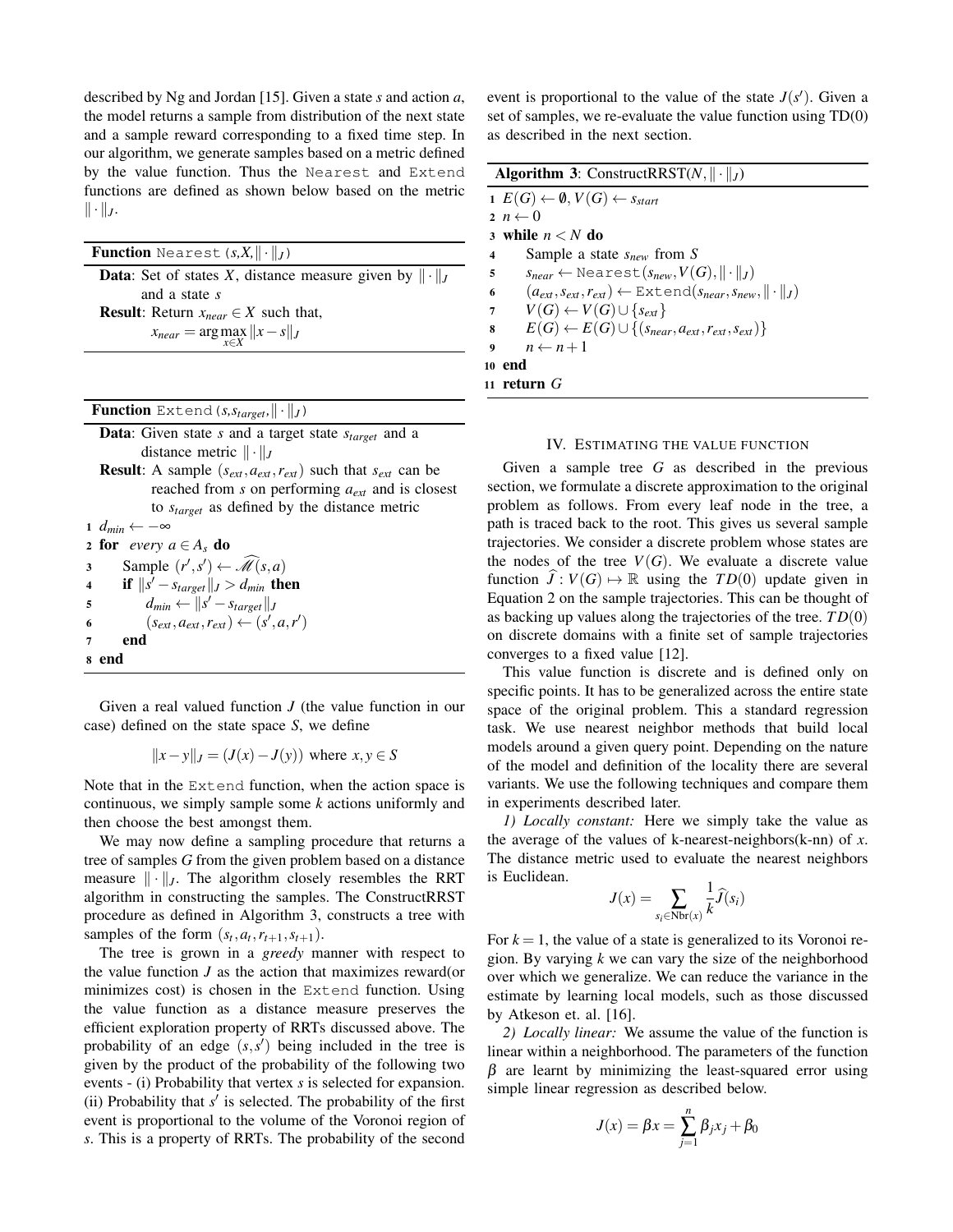described by Ng and Jordan [15]. Given a state $s$ and action $a$, the model returns a sample from distribution of the next state and a sample reward corresponding to a fixed time step. In our algorithm, we generate samples based on a metric defined by the value function. Thus the `Nearest` and `Extend` functions are defined as shown below based on the metric $\|\cdot\|_J$.

---

**Function** `Nearest` $(s, X, \|\cdot\|_J)$

**Data**: Set of states $X$, distance measure given by $\|\cdot\|_J$ and a state $s$

**Result**: Return $x_{near} \in X$ such that,

$$x_{near} = \arg\max_{x \in X} \|x - s\|_J$$

---

**Function** `Extend` $(s, s_{target}, \|\cdot\|_J)$

**Data**: Given state $s$ and a target state $s_{target}$ and a distance metric $\|\cdot\|_J$

**Result**: A sample $(s_{ext}, a_{ext}, r_{ext})$ such that $s_{ext}$ can be reached from $s$ on performing $a_{ext}$ and is closest to $s_{target}$ as defined by the distance metric

```
1 d_min ← −∞
2 for every a ∈ A_s do
3     Sample (r', s') ← M̂(s, a)
4     if ||s' − s_target||_J > d_min then
5         d_min ← ||s' − s_target||_J
6         (s_ext, a_ext, r_ext) ← (s', a, r')
7     end
8 end
```

---

Given a real valued function $J$ (the value function in our case) defined on the state space $S$, we define

$$\|x - y\|_J = (J(x) - J(y)) \text{ where } x, y \in S$$

Note that in the `Extend` function, when the action space is continuous, we simply sample some $k$ actions uniformly and then choose the best amongst them.

We may now define a sampling procedure that returns a tree of samples $G$ from the given problem based on a distance measure $\|\cdot\|_J$. The algorithm closely resembles the RRT algorithm in constructing the samples. The ConstructRRST procedure as defined in Algorithm 3, constructs a tree with samples of the form $(s_t, a_t, r_{t+1}, s_{t+1})$.

The tree is grown in a *greedy* manner with respect to the value function $J$ as the action that maximizes reward(or minimizes cost) is chosen in the `Extend` function. Using the value function as a distance measure preserves the efficient exploration property of RRTs discussed above. The probability of an edge $(s, s')$ being included in the tree is given by the product of the probability of the following two events - (i) Probability that vertex $s$ is selected for expansion. (ii) Probability that $s'$ is selected. The probability of the first event is proportional to the volume of the Voronoi region of $s$. This is a property of RRTs. The probability of the second event is proportional to the value of the state $J(s')$. Given a set of samples, we re-evaluate the value function using TD(0) as described in the next section.

---

**Algorithm 3**: ConstructRRST$(N, \|\cdot\|_J)$

```
1  E(G) ← ∅, V(G) ← s_start
2  n ← 0
3  while n < N do
4      Sample a state s_new from S
5      s_near ← Nearest(s_new, V(G), ||·||_J)
6      (a_ext, s_ext, r_ext) ← Extend(s_near, s_new, ||·||_J)
7      V(G) ← V(G) ∪ {s_ext}
8      E(G) ← E(G) ∪ {(s_near, a_ext, r_ext, s_ext)}
9      n ← n + 1
10 end
11 return G
```

---

## IV. Estimating the value function

Given a sample tree $G$ as described in the previous section, we formulate a discrete approximation to the original problem as follows. From every leaf node in the tree, a path is traced back to the root. This gives us several sample trajectories. We consider a discrete problem whose states are the nodes of the tree $V(G)$. We evaluate a discrete value function $\widehat{J} : V(G) \mapsto \mathbb{R}$ using the $TD(0)$ update given in Equation 2 on the sample trajectories. This can be thought of as backing up values along the trajectories of the tree. $TD(0)$ on discrete domains with a finite set of sample trajectories converges to a fixed value [12].

This value function is discrete and is defined only on specific points. It has to be generalized across the entire state space of the original problem. This a standard regression task. We use nearest neighbor methods that build local models around a given query point. Depending on the nature of the model and definition of the locality there are several variants. We use the following techniques and compare them in experiments described later.

*1) Locally constant:* Here we simply take the value as the average of the values of k-nearest-neighbors(k-nn) of $x$. The distance metric used to evaluate the nearest neighbors is Euclidean.

$$J(x) = \sum_{s_i \in \text{Nbr}(x)} \frac{1}{k} \widehat{J}(s_i)$$

For $k = 1$, the value of a state is generalized to its Voronoi region. By varying $k$ we can vary the size of the neighborhood over which we generalize. We can reduce the variance in the estimate by learning local models, such as those discussed by Atkeson et. al. [16].

*2) Locally linear:* We assume the value of the function is linear within a neighborhood. The parameters of the function $\beta$ are learnt by minimizing the least-squared error using simple linear regression as described below.

$$J(x) = \beta x = \sum_{j=1}^{n} \beta_j x_j + \beta_0$$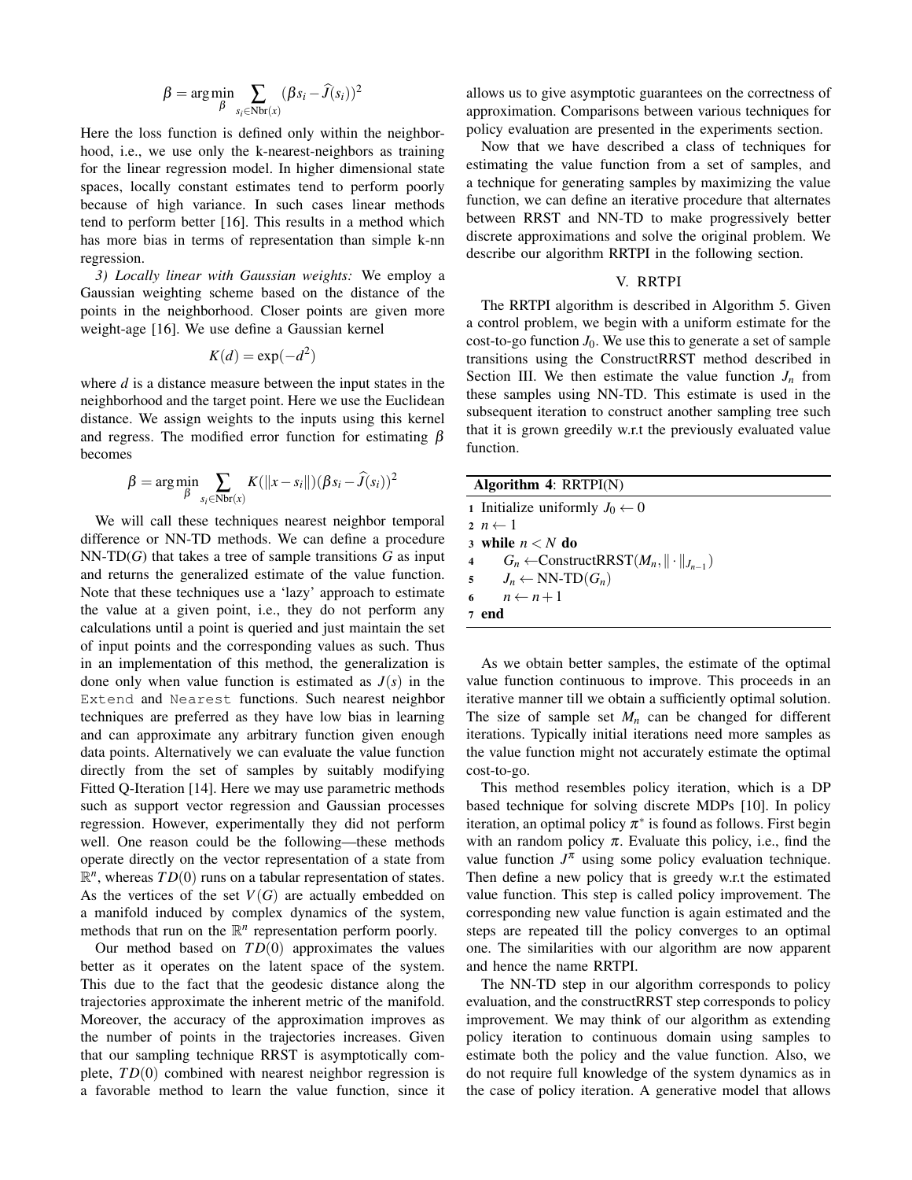$$\beta = \arg\min_{\beta} \sum_{s_i \in \text{Nbr}(x)} (\beta s_i - \widehat{J}(s_i))^2$$

Here the loss function is defined only within the neighborhood, i.e., we use only the k-nearest-neighbors as training for the linear regression model. In higher dimensional state spaces, locally constant estimates tend to perform poorly because of high variance. In such cases linear methods tend to perform better [16]. This results in a method which has more bias in terms of representation than simple k-nn regression.

*3) Locally linear with Gaussian weights:* We employ a Gaussian weighting scheme based on the distance of the points in the neighborhood. Closer points are given more weight-age [16]. We use define a Gaussian kernel

$$K(d) = \exp(-d^2)$$

where $d$ is a distance measure between the input states in the neighborhood and the target point. Here we use the Euclidean distance. We assign weights to the inputs using this kernel and regress. The modified error function for estimating $\beta$ becomes

$$\beta = \arg\min_{\beta} \sum_{s_i \in \text{Nbr}(x)} K(\|x - s_i\|)(\beta s_i - \widehat{J}(s_i))^2$$

We will call these techniques nearest neighbor temporal difference or NN-TD methods. We can define a procedure NN-TD($G$) that takes a tree of sample transitions $G$ as input and returns the generalized estimate of the value function. Note that these techniques use a 'lazy' approach to estimate the value at a given point, i.e., they do not perform any calculations until a point is queried and just maintain the set of input points and the corresponding values as such. Thus in an implementation of this method, the generalization is done only when value function is estimated as $J(s)$ in the `Extend` and `Nearest` functions. Such nearest neighbor techniques are preferred as they have low bias in learning and can approximate any arbitrary function given enough data points. Alternatively we can evaluate the value function directly from the set of samples by suitably modifying Fitted Q-Iteration [14]. Here we may use parametric methods such as support vector regression and Gaussian processes regression. However, experimentally they did not perform well. One reason could be the following—these methods operate directly on the vector representation of a state from $\mathbb{R}^n$, whereas $TD(0)$ runs on a tabular representation of states. As the vertices of the set $V(G)$ are actually embedded on a manifold induced by complex dynamics of the system, methods that run on the $\mathbb{R}^n$ representation perform poorly.

Our method based on $TD(0)$ approximates the values better as it operates on the latent space of the system. This due to the fact that the geodesic distance along the trajectories approximate the inherent metric of the manifold. Moreover, the accuracy of the approximation improves as the number of points in the trajectories increases. Given that our sampling technique RRST is asymptotically complete, $TD(0)$ combined with nearest neighbor regression is a favorable method to learn the value function, since it allows us to give asymptotic guarantees on the correctness of approximation. Comparisons between various techniques for policy evaluation are presented in the experiments section.

Now that we have described a class of techniques for estimating the value function from a set of samples, and a technique for generating samples by maximizing the value function, we can define an iterative procedure that alternates between RRST and NN-TD to make progressively better discrete approximations and solve the original problem. We describe our algorithm RRTPI in the following section.

## V. RRTPI

The RRTPI algorithm is described in Algorithm 5. Given a control problem, we begin with a uniform estimate for the cost-to-go function $J_0$. We use this to generate a set of sample transitions using the ConstructRRST method described in Section III. We then estimate the value function $J_n$ from these samples using NN-TD. This estimate is used in the subsequent iteration to construct another sampling tree such that it is grown greedily w.r.t the previously evaluated value function.

**Algorithm 4**: RRTPI(N)

```
1 Initialize uniformly J_0 ← 0
2 n ← 1
3 while n < N do
4     G_n ← ConstructRRST(M_n, ‖·‖_{J_{n-1}})
5     J_n ← NN-TD(G_n)
6     n ← n + 1
7 end
```

As we obtain better samples, the estimate of the optimal value function continuous to improve. This proceeds in an iterative manner till we obtain a sufficiently optimal solution. The size of sample set $M_n$ can be changed for different iterations. Typically initial iterations need more samples as the value function might not accurately estimate the optimal cost-to-go.

This method resembles policy iteration, which is a DP based technique for solving discrete MDPs [10]. In policy iteration, an optimal policy $\pi^*$ is found as follows. First begin with an random policy $\pi$. Evaluate this policy, i.e., find the value function $J^\pi$ using some policy evaluation technique. Then define a new policy that is greedy w.r.t the estimated value function. This step is called policy improvement. The corresponding new value function is again estimated and the steps are repeated till the policy converges to an optimal one. The similarities with our algorithm are now apparent and hence the name RRTPI.

The NN-TD step in our algorithm corresponds to policy evaluation, and the constructRRST step corresponds to policy improvement. We may think of our algorithm as extending policy iteration to continuous domain using samples to estimate both the policy and the value function. Also, we do not require full knowledge of the system dynamics as in the case of policy iteration. A generative model that allows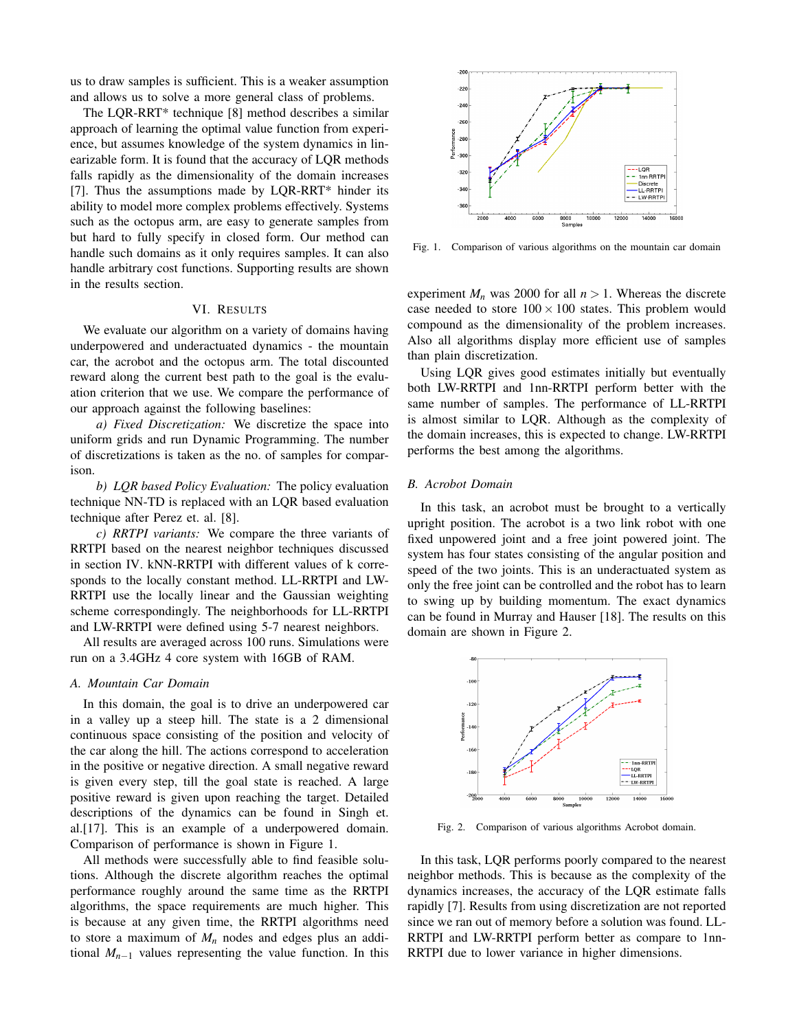us to draw samples is sufficient. This is a weaker assumption and allows us to solve a more general class of problems.

The LQR-RRT* technique [8] method describes a similar approach of learning the optimal value function from experience, but assumes knowledge of the system dynamics in linearizable form. It is found that the accuracy of LQR methods falls rapidly as the dimensionality of the domain increases [7]. Thus the assumptions made by LQR-RRT* hinder its ability to model more complex problems effectively. Systems such as the octopus arm, are easy to generate samples from but hard to fully specify in closed form. Our method can handle such domains as it only requires samples. It can also handle arbitrary cost functions. Supporting results are shown in the results section.

## VI. Results

We evaluate our algorithm on a variety of domains having underpowered and underactuated dynamics - the mountain car, the acrobot and the octopus arm. The total discounted reward along the current best path to the goal is the evaluation criterion that we use. We compare the performance of our approach against the following baselines:

*a) Fixed Discretization:* We discretize the space into uniform grids and run Dynamic Programming. The number of discretizations is taken as the no. of samples for comparison.

*b) LQR based Policy Evaluation:* The policy evaluation technique NN-TD is replaced with an LQR based evaluation technique after Perez et. al. [8].

*c) RRTPI variants:* We compare the three variants of RRTPI based on the nearest neighbor techniques discussed in section IV. kNN-RRTPI with different values of k corresponds to the locally constant method. LL-RRTPI and LW-RRTPI use the locally linear and the Gaussian weighting scheme correspondingly. The neighborhoods for LL-RRTPI and LW-RRTPI were defined using 5-7 nearest neighbors.

All results are averaged across 100 runs. Simulations were run on a 3.4GHz 4 core system with 16GB of RAM.

### A. Mountain Car Domain

In this domain, the goal is to drive an underpowered car in a valley up a steep hill. The state is a 2 dimensional continuous space consisting of the position and velocity of the car along the hill. The actions correspond to acceleration in the positive or negative direction. A small negative reward is given every step, till the goal state is reached. A large positive reward is given upon reaching the target. Detailed descriptions of the dynamics can be found in Singh et. al.[17]. This is an example of a underpowered domain. Comparison of performance is shown in Figure 1.

All methods were successfully able to find feasible solutions. Although the discrete algorithm reaches the optimal performance roughly around the same time as the RRTPI algorithms, the space requirements are much higher. This is because at any given time, the RRTPI algorithms need to store a maximum of $M_n$ nodes and edges plus an additional $M_{n-1}$ values representing the value function. In this experiment $M_n$ was 2000 for all $n > 1$. Whereas the discrete case needed to store $100 \times 100$ states. This problem would compound as the dimensionality of the problem increases. Also all algorithms display more efficient use of samples than plain discretization.

Fig. 1. Comparison of various algorithms on the mountain car domain

Using LQR gives good estimates initially but eventually both LW-RRTPI and 1nn-RRTPI perform better with the same number of samples. The performance of LL-RRTPI is almost similar to LQR. Although as the complexity of the domain increases, this is expected to change. LW-RRTPI performs the best among the algorithms.

### B. Acrobot Domain

In this task, an acrobot must be brought to a vertically upright position. The acrobot is a two link robot with one fixed unpowered joint and a free joint powered joint. The system has four states consisting of the angular position and speed of the two joints. This is an underactuated system as only the free joint can be controlled and the robot has to learn to swing up by building momentum. The exact dynamics can be found in Murray and Hauser [18]. The results on this domain are shown in Figure 2.

Fig. 2. Comparison of various algorithms Acrobot domain.

In this task, LQR performs poorly compared to the nearest neighbor methods. This is because as the complexity of the dynamics increases, the accuracy of the LQR estimate falls rapidly [7]. Results from using discretization are not reported since we ran out of memory before a solution was found. LL-RRTPI and LW-RRTPI perform better as compare to 1nn-RRTPI due to lower variance in higher dimensions.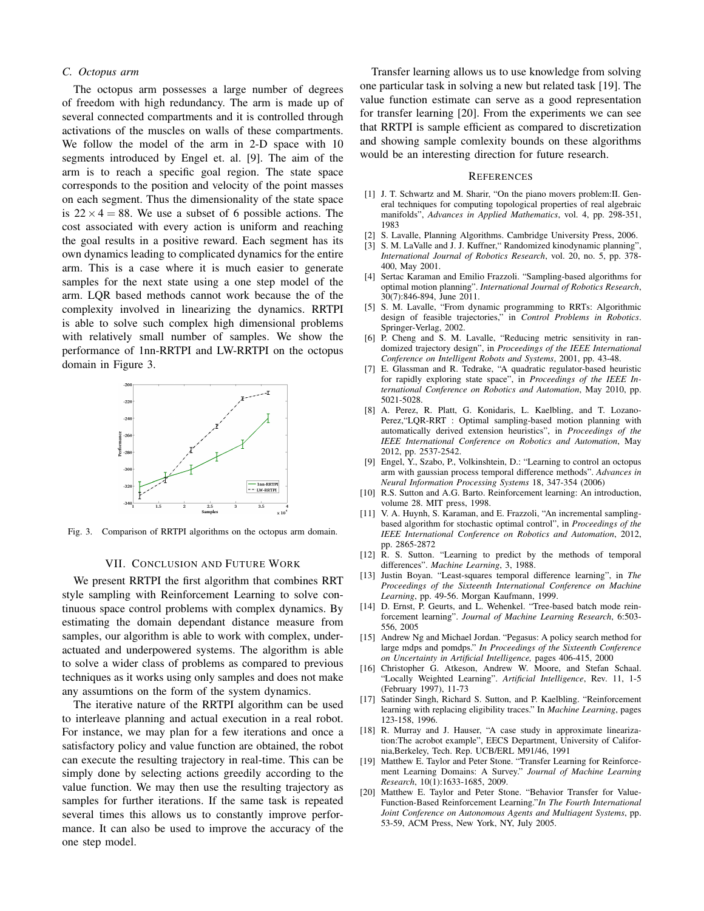### C. Octopus arm

The octopus arm possesses a large number of degrees of freedom with high redundancy. The arm is made up of several connected compartments and it is controlled through activations of the muscles on walls of these compartments. We follow the model of the arm in 2-D space with 10 segments introduced by Engel et. al. [9]. The aim of the arm is to reach a specific goal region. The state space corresponds to the position and velocity of the point masses on each segment. Thus the dimensionality of the state space is $22 \times 4 = 88$. We use a subset of 6 possible actions. The cost associated with every action is uniform and reaching the goal results in a positive reward. Each segment has its own dynamics leading to complicated dynamics for the entire arm. This is a case where it is much easier to generate samples for the next state using a one step model of the arm. LQR based methods cannot work because the of the complexity involved in linearizing the dynamics. RRTPI is able to solve such complex high dimensional problems with relatively small number of samples. We show the performance of 1nn-RRTPI and LW-RRTPI on the octopus domain in Figure 3.

-200
-220
-240
-260
-280
-300
-320
-340
Performance
1
1.5
2
2.5
3
3.5
4
Samples
x 10^4
1nn-RRTPI
LW-RRTPI

Fig. 3. Comparison of RRTPI algorithms on the octopus arm domain.

## VII. Conclusion and Future Work

We present RRTPI the first algorithm that combines RRT style sampling with Reinforcement Learning to solve continuous space control problems with complex dynamics. By estimating the domain dependant distance measure from samples, our algorithm is able to work with complex, underactuated and underpowered systems. The algorithm is able to solve a wider class of problems as compared to previous techniques as it works using only samples and does not make any assumtions on the form of the system dynamics.

The iterative nature of the RRTPI algorithm can be used to interleave planning and actual execution in a real robot. For instance, we may plan for a few iterations and once a satisfactory policy and value function are obtained, the robot can execute the resulting trajectory in real-time. This can be simply done by selecting actions greedily according to the value function. We may then use the resulting trajectory as samples for further iterations. If the same task is repeated several times this allows us to constantly improve performance. It can also be used to improve the accuracy of the one step model.

Transfer learning allows us to use knowledge from solving one particular task in solving a new but related task [19]. The value function estimate can serve as a good representation for transfer learning [20]. From the experiments we can see that RRTPI is sample efficient as compared to discretization and showing sample comlexity bounds on these algorithms would be an interesting direction for future research.

## References

[1] J. T. Schwartz and M. Sharir, "On the piano movers problem:II. General techniques for computing topological properties of real algebraic manifolds", *Advances in Applied Mathematics*, vol. 4, pp. 298-351, 1983

[2] S. Lavalle, Planning Algorithms. Cambridge University Press, 2006.

[3] S. M. LaValle and J. J. Kuffner," Randomized kinodynamic planning", *International Journal of Robotics Research*, vol. 20, no. 5, pp. 378-400, May 2001.

[4] Sertac Karaman and Emilio Frazzoli. "Sampling-based algorithms for optimal motion planning". *International Journal of Robotics Research*, 30(7):846-894, June 2011.

[5] S. M. Lavalle, "From dynamic programming to RRTs: Algorithmic design of feasible trajectories," in *Control Problems in Robotics*. Springer-Verlag, 2002.

[6] P. Cheng and S. M. Lavalle, "Reducing metric sensitivity in randomized trajectory design", in *Proceedings of the IEEE International Conference on Intelligent Robots and Systems*, 2001, pp. 43-48.

[7] E. Glassman and R. Tedrake, "A quadratic regulator-based heuristic for rapidly exploring state space", in *Proceedings of the IEEE International Conference on Robotics and Automation*, May 2010, pp. 5021-5028.

[8] A. Perez, R. Platt, G. Konidaris, L. Kaelbling, and T. Lozano-Perez,"LQR-RRT : Optimal sampling-based motion planning with automatically derived extension heuristics", in *Proceedings of the IEEE International Conference on Robotics and Automation*, May 2012, pp. 2537-2542.

[9] Engel, Y., Szabo, P., Volkinshtein, D.: "Learning to control an octopus arm with gaussian process temporal difference methods". *Advances in Neural Information Processing Systems* 18, 347-354 (2006)

[10] R.S. Sutton and A.G. Barto. Reinforcement learning: An introduction, volume 28. MIT press, 1998.

[11] V. A. Huynh, S. Karaman, and E. Frazzoli, "An incremental sampling-based algorithm for stochastic optimal control", in *Proceedings of the IEEE International Conference on Robotics and Automation*, 2012, pp. 2865-2872

[12] R. S. Sutton. "Learning to predict by the methods of temporal differences". *Machine Learning*, 3, 1988.

[13] Justin Boyan. "Least-squares temporal difference learning", in *The Proceedings of the Sixteenth International Conference on Machine Learning*, pp. 49-56. Morgan Kaufmann, 1999.

[14] D. Ernst, P. Geurts, and L. Wehenkel. "Tree-based batch mode reinforcement learning". *Journal of Machine Learning Research*, 6:503-556, 2005

[15] Andrew Ng and Michael Jordan. "Pegasus: A policy search method for large mdps and pomdps." *In Proceedings of the Sixteenth Conference on Uncertainty in Artificial Intelligence,* pages 406-415, 2000

[16] Christopher G. Atkeson, Andrew W. Moore, and Stefan Schaal. "Locally Weighted Learning". *Artificial Intelligence*, Rev. 11, 1-5 (February 1997), 11-73

[17] Satinder Singh, Richard S. Sutton, and P. Kaelbling. "Reinforcement learning with replacing eligibility traces." In *Machine Learning*, pages 123-158, 1996.

[18] R. Murray and J. Hauser, "A case study in approximate linearization:The acrobot example", EECS Department, University of California,Berkeley, Tech. Rep. UCB/ERL M91/46, 1991

[19] Matthew E. Taylor and Peter Stone. "Transfer Learning for Reinforcement Learning Domains: A Survey." *Journal of Machine Learning Research*, 10(1):1633-1685, 2009.

[20] Matthew E. Taylor and Peter Stone. "Behavior Transfer for Value-Function-Based Reinforcement Learning."*In The Fourth International Joint Conference on Autonomous Agents and Multiagent Systems*, pp. 53-59, ACM Press, New York, NY, July 2005.